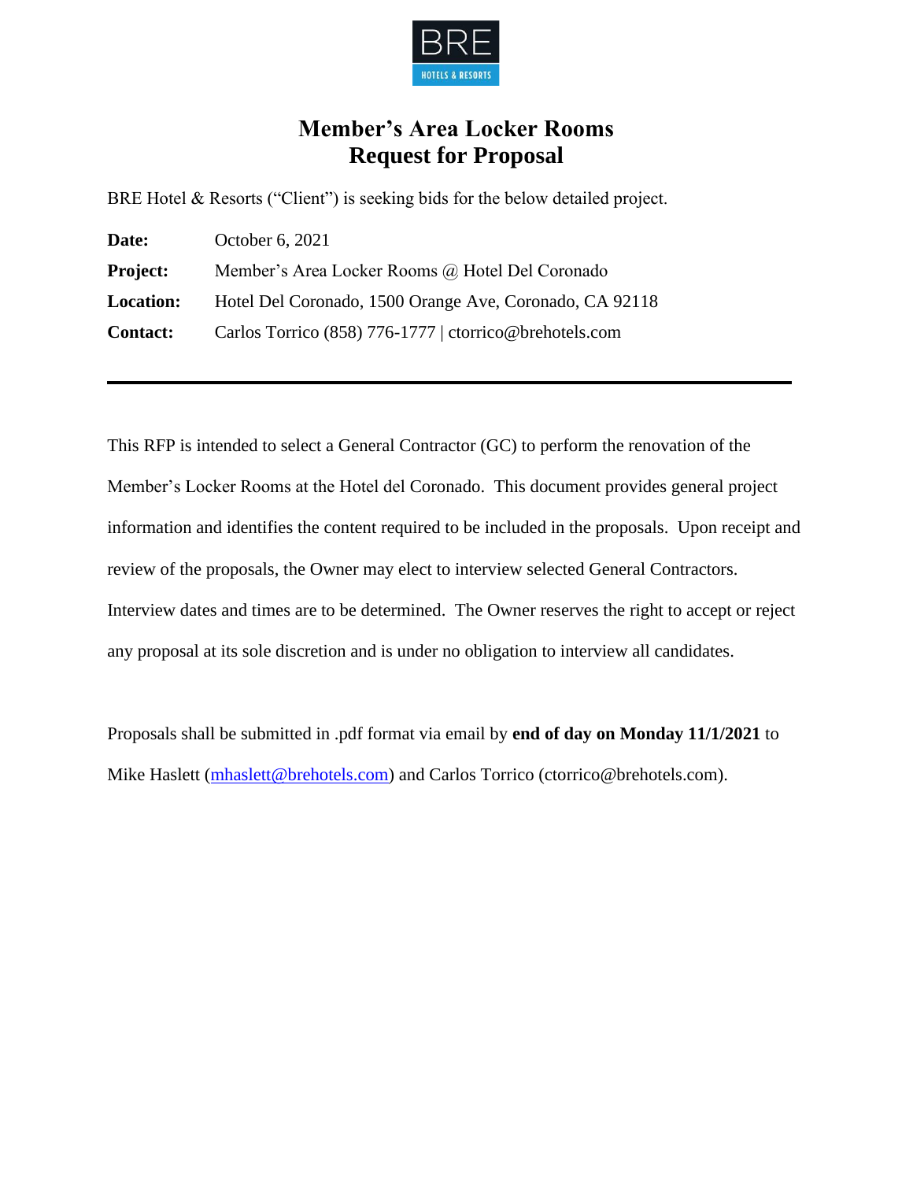BRE
HOTELS & RESORTS

# Member's Area Locker Rooms
# Request for Proposal

BRE Hotel & Resorts ("Client") is seeking bids for the below detailed project.

**Date:** October 6, 2021

**Project:** Member's Area Locker Rooms @ Hotel Del Coronado

**Location:** Hotel Del Coronado, 1500 Orange Ave, Coronado, CA 92118

**Contact:** Carlos Torrico (858) 776-1777 | ctorrico@brehotels.com

---

This RFP is intended to select a General Contractor (GC) to perform the renovation of the Member's Locker Rooms at the Hotel del Coronado. This document provides general project information and identifies the content required to be included in the proposals. Upon receipt and review of the proposals, the Owner may elect to interview selected General Contractors. Interview dates and times are to be determined. The Owner reserves the right to accept or reject any proposal at its sole discretion and is under no obligation to interview all candidates.

Proposals shall be submitted in .pdf format via email by **end of day on Monday 11/1/2021** to Mike Haslett (mhaslett@brehotels.com) and Carlos Torrico (ctorrico@brehotels.com).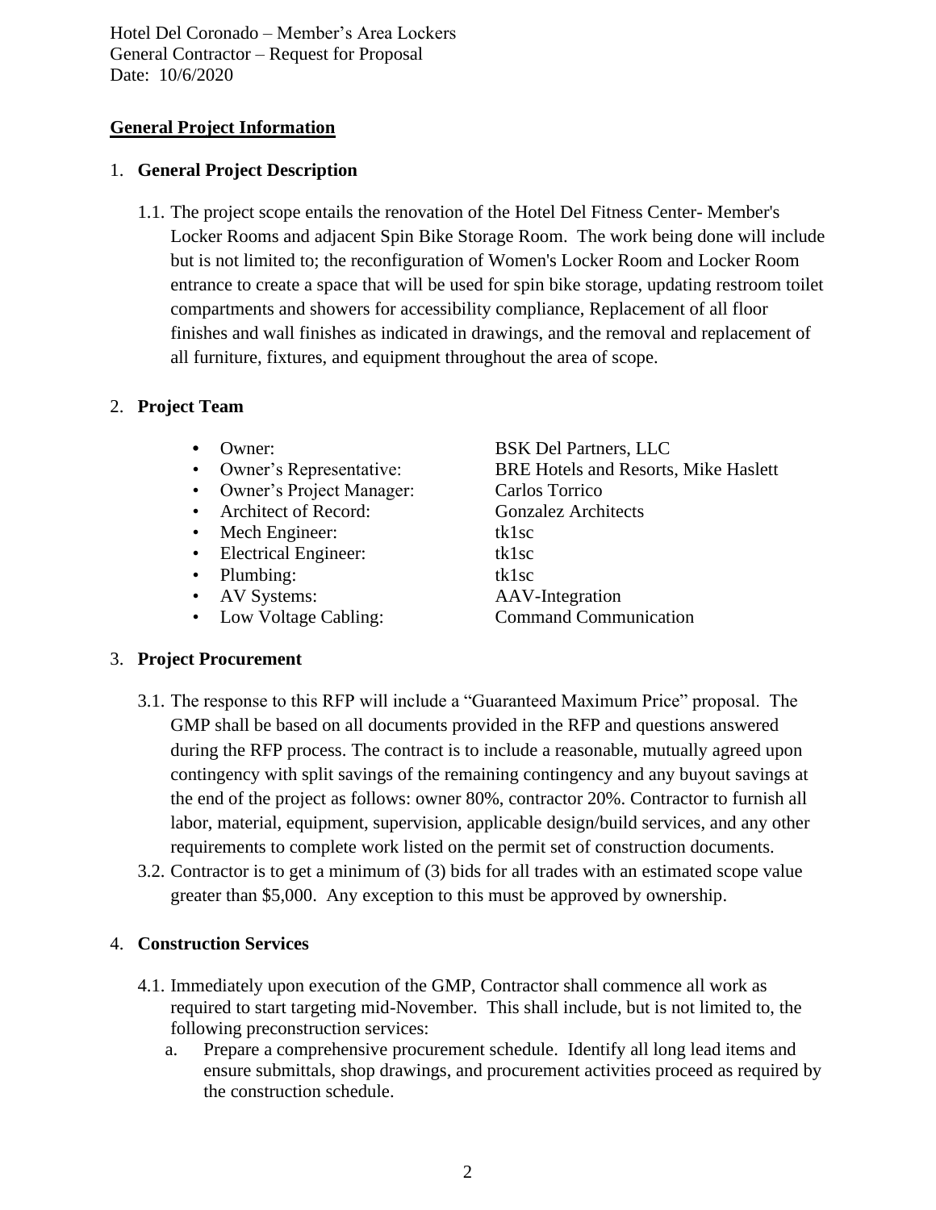Hotel Del Coronado – Member's Area Lockers
General Contractor – Request for Proposal
Date: 10/6/2020

## General Project Information

1. **General Project Description**

    1.1. The project scope entails the renovation of the Hotel Del Fitness Center- Member's Locker Rooms and adjacent Spin Bike Storage Room. The work being done will include but is not limited to; the reconfiguration of Women's Locker Room and Locker Room entrance to create a space that will be used for spin bike storage, updating restroom toilet compartments and showers for accessibility compliance, Replacement of all floor finishes and wall finishes as indicated in drawings, and the removal and replacement of all furniture, fixtures, and equipment throughout the area of scope.

2. **Project Team**

    - Owner: BSK Del Partners, LLC
    - Owner's Representative: BRE Hotels and Resorts, Mike Haslett
    - Owner's Project Manager: Carlos Torrico
    - Architect of Record: Gonzalez Architects
    - Mech Engineer: tk1sc
    - Electrical Engineer: tk1sc
    - Plumbing: tk1sc
    - AV Systems: AAV-Integration
    - Low Voltage Cabling: Command Communication

3. **Project Procurement**

    3.1. The response to this RFP will include a "Guaranteed Maximum Price" proposal. The GMP shall be based on all documents provided in the RFP and questions answered during the RFP process. The contract is to include a reasonable, mutually agreed upon contingency with split savings of the remaining contingency and any buyout savings at the end of the project as follows: owner 80%, contractor 20%. Contractor to furnish all labor, material, equipment, supervision, applicable design/build services, and any other requirements to complete work listed on the permit set of construction documents.

    3.2. Contractor is to get a minimum of (3) bids for all trades with an estimated scope value greater than $5,000. Any exception to this must be approved by ownership.

4. **Construction Services**

    4.1. Immediately upon execution of the GMP, Contractor shall commence all work as required to start targeting mid-November. This shall include, but is not limited to, the following preconstruction services:

    a. Prepare a comprehensive procurement schedule. Identify all long lead items and ensure submittals, shop drawings, and procurement activities proceed as required by the construction schedule.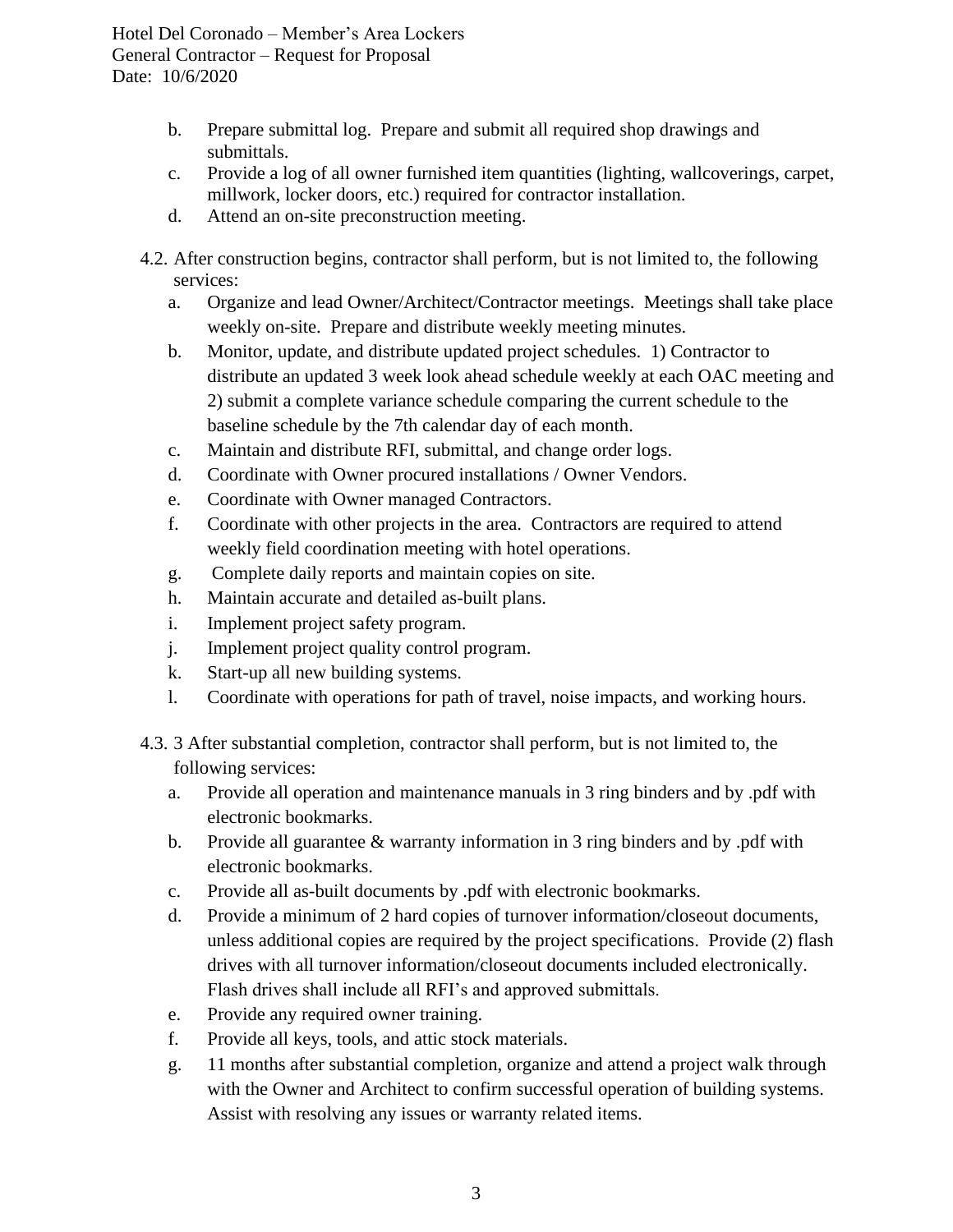b. Prepare submittal log. Prepare and submit all required shop drawings and submittals.
c. Provide a log of all owner furnished item quantities (lighting, wallcoverings, carpet, millwork, locker doors, etc.) required for contractor installation.
d. Attend an on-site preconstruction meeting.

4.2. After construction begins, contractor shall perform, but is not limited to, the following services:

a. Organize and lead Owner/Architect/Contractor meetings. Meetings shall take place weekly on-site. Prepare and distribute weekly meeting minutes.
b. Monitor, update, and distribute updated project schedules. 1) Contractor to distribute an updated 3 week look ahead schedule weekly at each OAC meeting and 2) submit a complete variance schedule comparing the current schedule to the baseline schedule by the 7th calendar day of each month.
c. Maintain and distribute RFI, submittal, and change order logs.
d. Coordinate with Owner procured installations / Owner Vendors.
e. Coordinate with Owner managed Contractors.
f. Coordinate with other projects in the area. Contractors are required to attend weekly field coordination meeting with hotel operations.
g. Complete daily reports and maintain copies on site.
h. Maintain accurate and detailed as-built plans.
i. Implement project safety program.
j. Implement project quality control program.
k. Start-up all new building systems.
l. Coordinate with operations for path of travel, noise impacts, and working hours.

4.3. 3 After substantial completion, contractor shall perform, but is not limited to, the following services:

a. Provide all operation and maintenance manuals in 3 ring binders and by .pdf with electronic bookmarks.
b. Provide all guarantee & warranty information in 3 ring binders and by .pdf with electronic bookmarks.
c. Provide all as-built documents by .pdf with electronic bookmarks.
d. Provide a minimum of 2 hard copies of turnover information/closeout documents, unless additional copies are required by the project specifications. Provide (2) flash drives with all turnover information/closeout documents included electronically. Flash drives shall include all RFI's and approved submittals.
e. Provide any required owner training.
f. Provide all keys, tools, and attic stock materials.
g. 11 months after substantial completion, organize and attend a project walk through with the Owner and Architect to confirm successful operation of building systems. Assist with resolving any issues or warranty related items.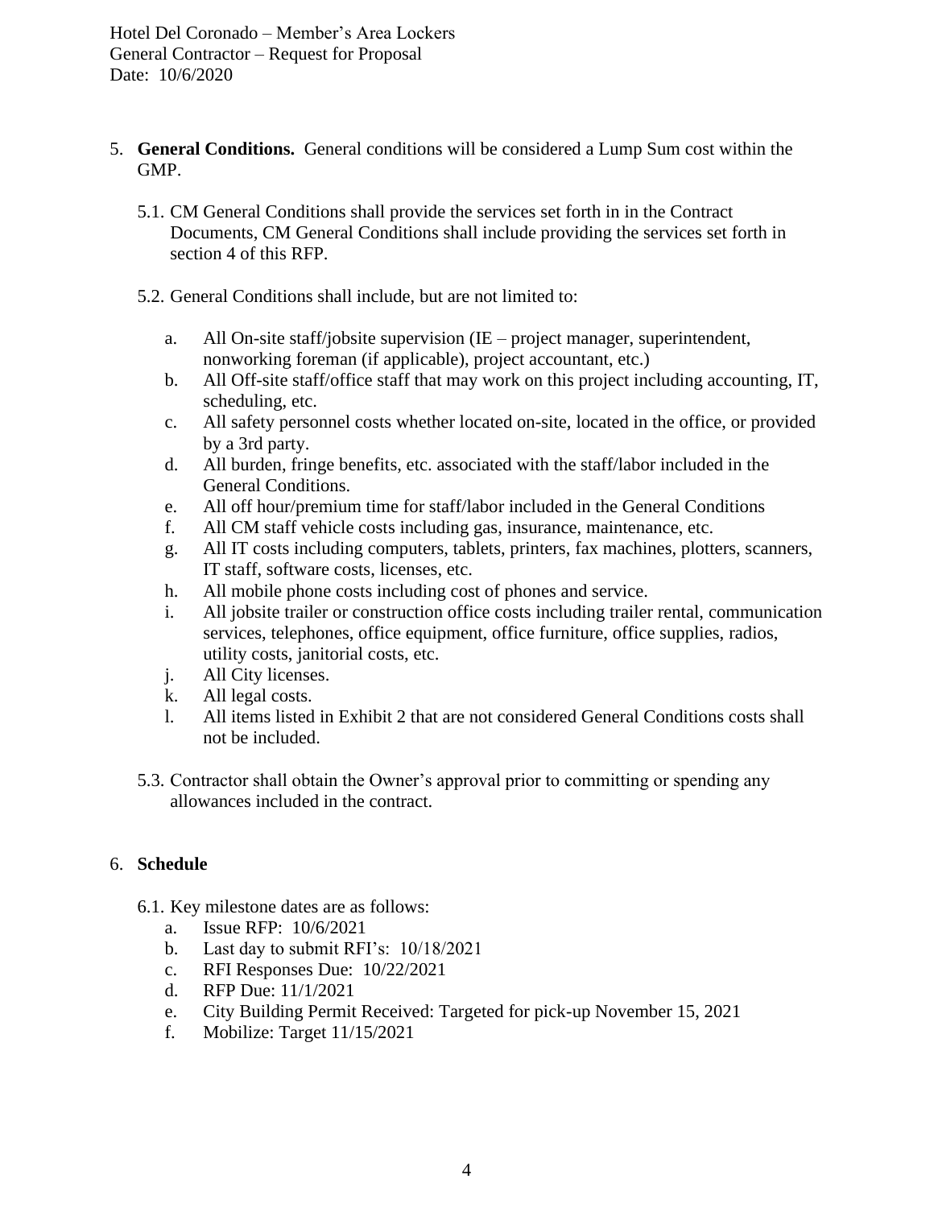5. **General Conditions.** General conditions will be considered a Lump Sum cost within the GMP.

   5.1. CM General Conditions shall provide the services set forth in in the Contract Documents, CM General Conditions shall include providing the services set forth in section 4 of this RFP.

   5.2. General Conditions shall include, but are not limited to:

   a. All On-site staff/jobsite supervision (IE – project manager, superintendent, nonworking foreman (if applicable), project accountant, etc.)
   b. All Off-site staff/office staff that may work on this project including accounting, IT, scheduling, etc.
   c. All safety personnel costs whether located on-site, located in the office, or provided by a 3rd party.
   d. All burden, fringe benefits, etc. associated with the staff/labor included in the General Conditions.
   e. All off hour/premium time for staff/labor included in the General Conditions
   f. All CM staff vehicle costs including gas, insurance, maintenance, etc.
   g. All IT costs including computers, tablets, printers, fax machines, plotters, scanners, IT staff, software costs, licenses, etc.
   h. All mobile phone costs including cost of phones and service.
   i. All jobsite trailer or construction office costs including trailer rental, communication services, telephones, office equipment, office furniture, office supplies, radios, utility costs, janitorial costs, etc.
   j. All City licenses.
   k. All legal costs.
   l. All items listed in Exhibit 2 that are not considered General Conditions costs shall not be included.

   5.3. Contractor shall obtain the Owner's approval prior to committing or spending any allowances included in the contract.

6. **Schedule**

   6.1. Key milestone dates are as follows:

   a. Issue RFP: 10/6/2021
   b. Last day to submit RFI's: 10/18/2021
   c. RFI Responses Due: 10/22/2021
   d. RFP Due: 11/1/2021
   e. City Building Permit Received: Targeted for pick-up November 15, 2021
   f. Mobilize: Target 11/15/2021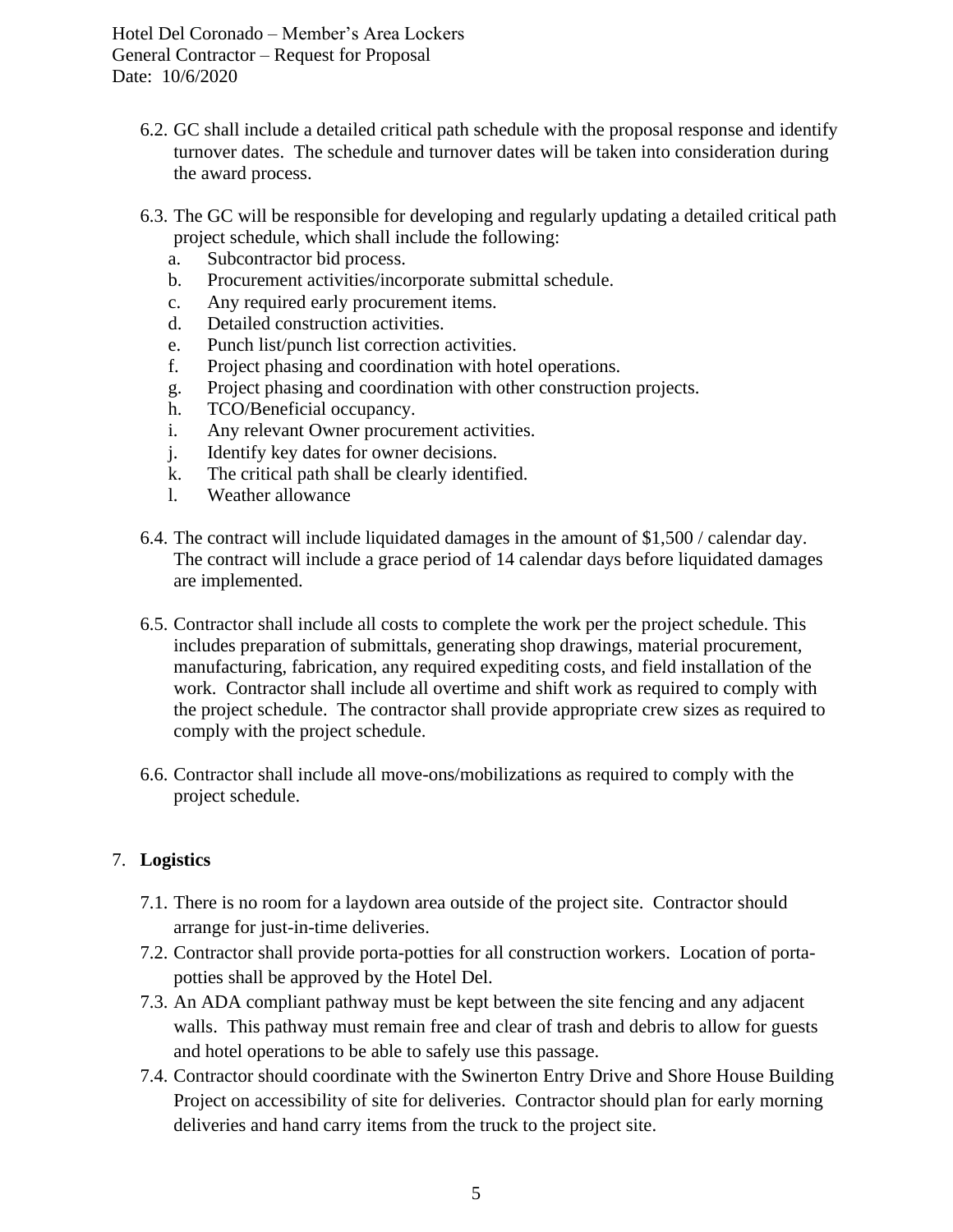6.2. GC shall include a detailed critical path schedule with the proposal response and identify turnover dates. The schedule and turnover dates will be taken into consideration during the award process.

6.3. The GC will be responsible for developing and regularly updating a detailed critical path project schedule, which shall include the following:

a. Subcontractor bid process.
b. Procurement activities/incorporate submittal schedule.
c. Any required early procurement items.
d. Detailed construction activities.
e. Punch list/punch list correction activities.
f. Project phasing and coordination with hotel operations.
g. Project phasing and coordination with other construction projects.
h. TCO/Beneficial occupancy.
i. Any relevant Owner procurement activities.
j. Identify key dates for owner decisions.
k. The critical path shall be clearly identified.
l. Weather allowance

6.4. The contract will include liquidated damages in the amount of $1,500 / calendar day. The contract will include a grace period of 14 calendar days before liquidated damages are implemented.

6.5. Contractor shall include all costs to complete the work per the project schedule. This includes preparation of submittals, generating shop drawings, material procurement, manufacturing, fabrication, any required expediting costs, and field installation of the work. Contractor shall include all overtime and shift work as required to comply with the project schedule. The contractor shall provide appropriate crew sizes as required to comply with the project schedule.

6.6. Contractor shall include all move-ons/mobilizations as required to comply with the project schedule.

## 7. **Logistics**

7.1. There is no room for a laydown area outside of the project site. Contractor should arrange for just-in-time deliveries.

7.2. Contractor shall provide porta-potties for all construction workers. Location of porta-potties shall be approved by the Hotel Del.

7.3. An ADA compliant pathway must be kept between the site fencing and any adjacent walls. This pathway must remain free and clear of trash and debris to allow for guests and hotel operations to be able to safely use this passage.

7.4. Contractor should coordinate with the Swinerton Entry Drive and Shore House Building Project on accessibility of site for deliveries. Contractor should plan for early morning deliveries and hand carry items from the truck to the project site.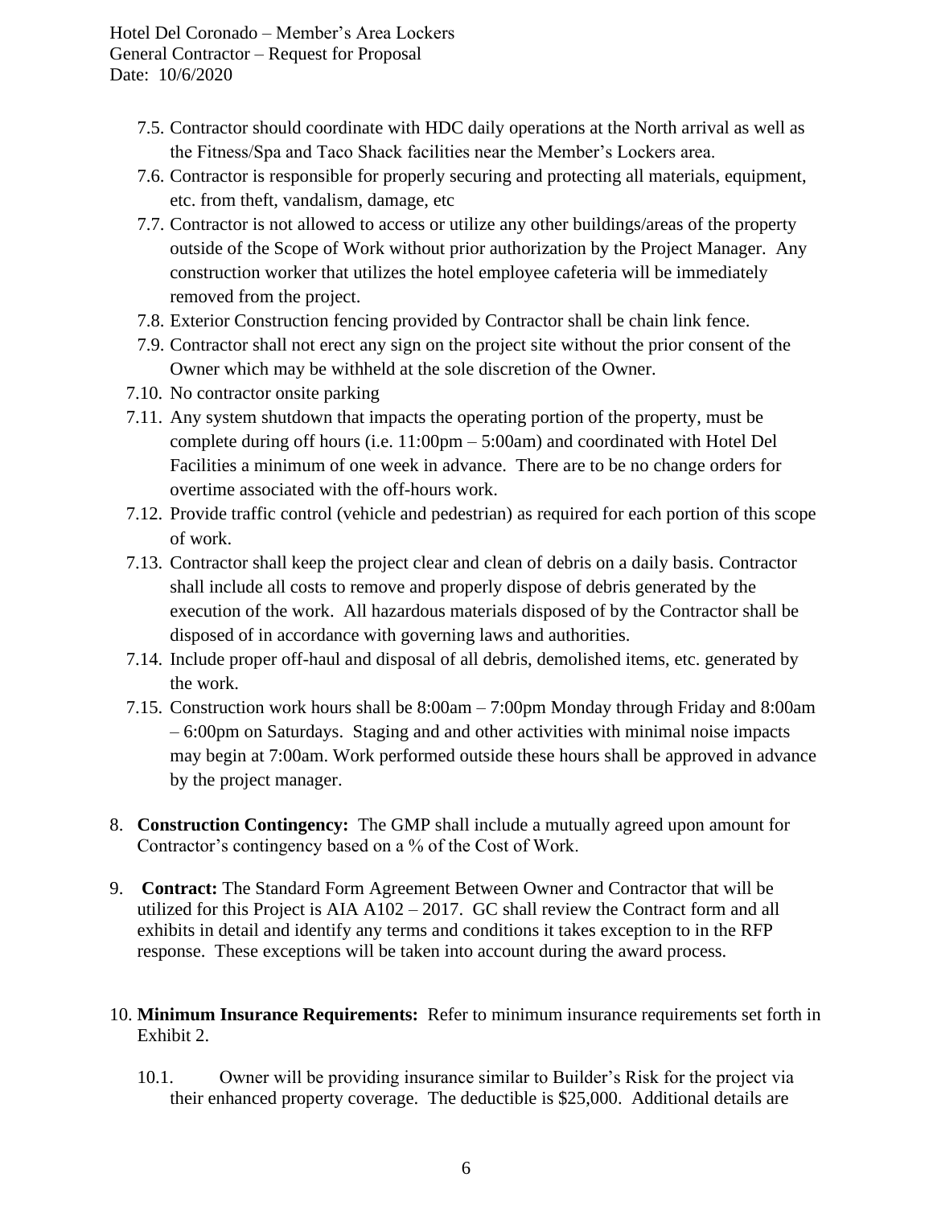7.5. Contractor should coordinate with HDC daily operations at the North arrival as well as the Fitness/Spa and Taco Shack facilities near the Member's Lockers area.

7.6. Contractor is responsible for properly securing and protecting all materials, equipment, etc. from theft, vandalism, damage, etc

7.7. Contractor is not allowed to access or utilize any other buildings/areas of the property outside of the Scope of Work without prior authorization by the Project Manager. Any construction worker that utilizes the hotel employee cafeteria will be immediately removed from the project.

7.8. Exterior Construction fencing provided by Contractor shall be chain link fence.

7.9. Contractor shall not erect any sign on the project site without the prior consent of the Owner which may be withheld at the sole discretion of the Owner.

7.10. No contractor onsite parking

7.11. Any system shutdown that impacts the operating portion of the property, must be complete during off hours (i.e. 11:00pm – 5:00am) and coordinated with Hotel Del Facilities a minimum of one week in advance. There are to be no change orders for overtime associated with the off-hours work.

7.12. Provide traffic control (vehicle and pedestrian) as required for each portion of this scope of work.

7.13. Contractor shall keep the project clear and clean of debris on a daily basis. Contractor shall include all costs to remove and properly dispose of debris generated by the execution of the work. All hazardous materials disposed of by the Contractor shall be disposed of in accordance with governing laws and authorities.

7.14. Include proper off-haul and disposal of all debris, demolished items, etc. generated by the work.

7.15. Construction work hours shall be 8:00am – 7:00pm Monday through Friday and 8:00am – 6:00pm on Saturdays. Staging and and other activities with minimal noise impacts may begin at 7:00am. Work performed outside these hours shall be approved in advance by the project manager.

8. **Construction Contingency:** The GMP shall include a mutually agreed upon amount for Contractor's contingency based on a % of the Cost of Work.

9. **Contract:** The Standard Form Agreement Between Owner and Contractor that will be utilized for this Project is AIA A102 – 2017. GC shall review the Contract form and all exhibits in detail and identify any terms and conditions it takes exception to in the RFP response. These exceptions will be taken into account during the award process.

10. **Minimum Insurance Requirements:** Refer to minimum insurance requirements set forth in Exhibit 2.

    10.1. Owner will be providing insurance similar to Builder's Risk for the project via their enhanced property coverage. The deductible is $25,000. Additional details are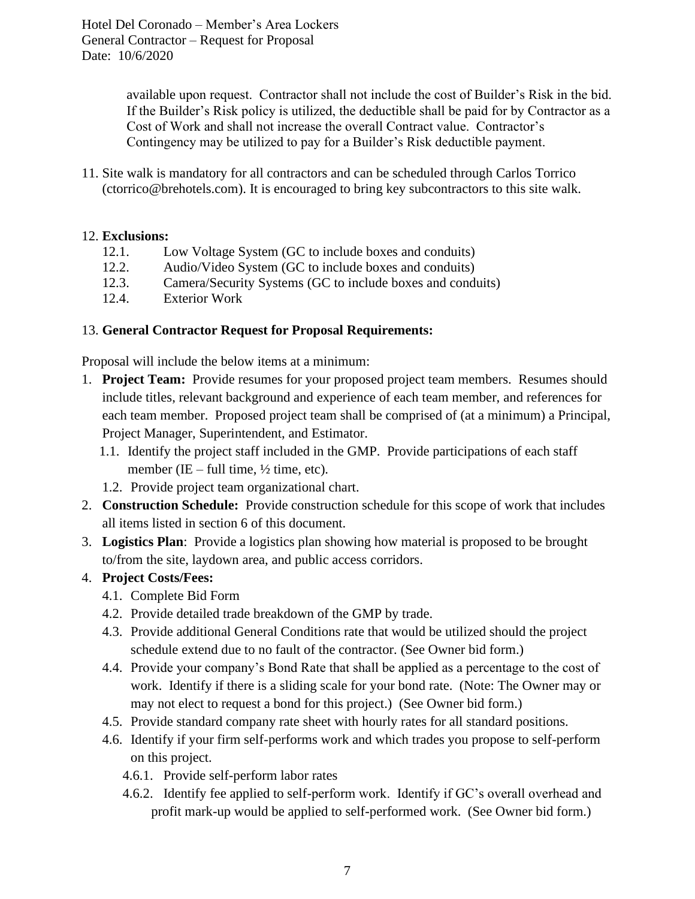available upon request. Contractor shall not include the cost of Builder's Risk in the bid. If the Builder's Risk policy is utilized, the deductible shall be paid for by Contractor as a Cost of Work and shall not increase the overall Contract value. Contractor's Contingency may be utilized to pay for a Builder's Risk deductible payment.

11. Site walk is mandatory for all contractors and can be scheduled through Carlos Torrico (ctorrico@brehotels.com). It is encouraged to bring key subcontractors to this site walk.

12. **Exclusions:**
    - 12.1. Low Voltage System (GC to include boxes and conduits)
    - 12.2. Audio/Video System (GC to include boxes and conduits)
    - 12.3. Camera/Security Systems (GC to include boxes and conduits)
    - 12.4. Exterior Work

13. **General Contractor Request for Proposal Requirements:**

Proposal will include the below items at a minimum:

1. **Project Team:** Provide resumes for your proposed project team members. Resumes should include titles, relevant background and experience of each team member, and references for each team member. Proposed project team shall be comprised of (at a minimum) a Principal, Project Manager, Superintendent, and Estimator.
    - 1.1. Identify the project staff included in the GMP. Provide participations of each staff member (IE – full time, ½ time, etc).
    - 1.2. Provide project team organizational chart.
2. **Construction Schedule:** Provide construction schedule for this scope of work that includes all items listed in section 6 of this document.
3. **Logistics Plan**: Provide a logistics plan showing how material is proposed to be brought to/from the site, laydown area, and public access corridors.
4. **Project Costs/Fees:**
    - 4.1. Complete Bid Form
    - 4.2. Provide detailed trade breakdown of the GMP by trade.
    - 4.3. Provide additional General Conditions rate that would be utilized should the project schedule extend due to no fault of the contractor. (See Owner bid form.)
    - 4.4. Provide your company's Bond Rate that shall be applied as a percentage to the cost of work. Identify if there is a sliding scale for your bond rate. (Note: The Owner may or may not elect to request a bond for this project.) (See Owner bid form.)
    - 4.5. Provide standard company rate sheet with hourly rates for all standard positions.
    - 4.6. Identify if your firm self-performs work and which trades you propose to self-perform on this project.
        - 4.6.1. Provide self-perform labor rates
        - 4.6.2. Identify fee applied to self-perform work. Identify if GC's overall overhead and profit mark-up would be applied to self-performed work. (See Owner bid form.)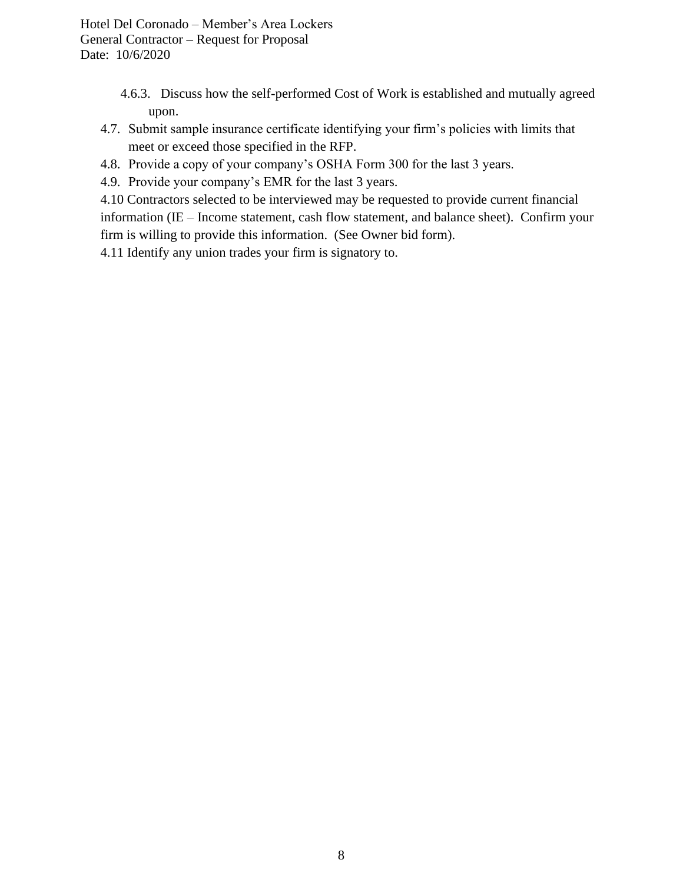4.6.3. Discuss how the self-performed Cost of Work is established and mutually agreed upon.

4.7. Submit sample insurance certificate identifying your firm's policies with limits that meet or exceed those specified in the RFP.

4.8. Provide a copy of your company's OSHA Form 300 for the last 3 years.

4.9. Provide your company's EMR for the last 3 years.

4.10 Contractors selected to be interviewed may be requested to provide current financial information (IE – Income statement, cash flow statement, and balance sheet). Confirm your firm is willing to provide this information. (See Owner bid form).

4.11 Identify any union trades your firm is signatory to.